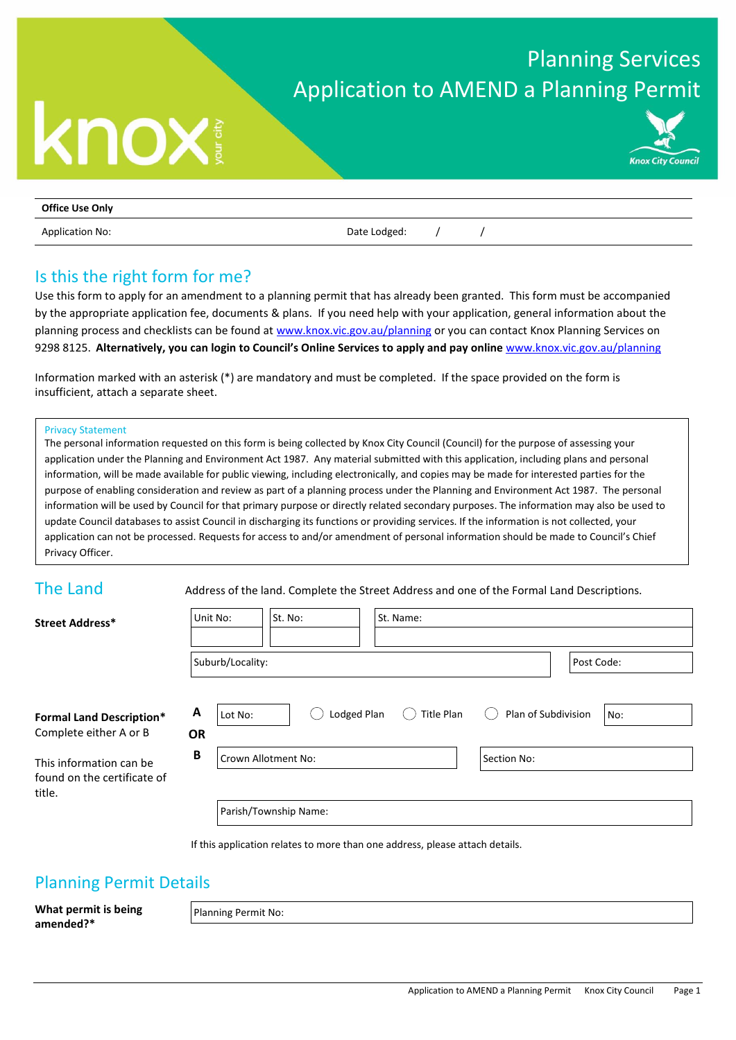# Planning Services
# Application to AMEND a Planning Permit

knox your city

Knox City Council

| **Office Use Only** | |
|---|---|
| Application No: | Date Lodged: / / |

## Is this the right form for me?

Use this form to apply for an amendment to a planning permit that has already been granted. This form must be accompanied by the appropriate application fee, documents & plans. If you need help with your application, general information about the planning process and checklists can be found at www.knox.vic.gov.au/planning or you can contact Knox Planning Services on 9298 8125. **Alternatively, you can login to Council's Online Services to apply and pay online** www.knox.vic.gov.au/planning

Information marked with an asterisk (*) are mandatory and must be completed. If the space provided on the form is insufficient, attach a separate sheet.

**Privacy Statement**

The personal information requested on this form is being collected by Knox City Council (Council) for the purpose of assessing your application under the Planning and Environment Act 1987. Any material submitted with this application, including plans and personal information, will be made available for public viewing, including electronically, and copies may be made for interested parties for the purpose of enabling consideration and review as part of a planning process under the Planning and Environment Act 1987. The personal information will be used by Council for that primary purpose or directly related secondary purposes. The information may also be used to update Council databases to assist Council in discharging its functions or providing services. If the information is not collected, your application can not be processed. Requests for access to and/or amendment of personal information should be made to Council's Chief Privacy Officer.

## The Land

Address of the land. Complete the Street Address and one of the Formal Land Descriptions.

**Street Address***

| Unit No: | St. No: | St. Name: |
|---|---|---|
| | | |

| Suburb/Locality: | Post Code: |
|---|---|

**Formal Land Description***
Complete either A or B

This information can be found on the certificate of title.

**A** Lot No: ◯ Lodged Plan ◯ Title Plan ◯ Plan of Subdivision No:

**OR**

**B** Crown Allotment No: Section No:

Parish/Township Name:

If this application relates to more than one address, please attach details.

## Planning Permit Details

**What permit is being amended?***

Planning Permit No: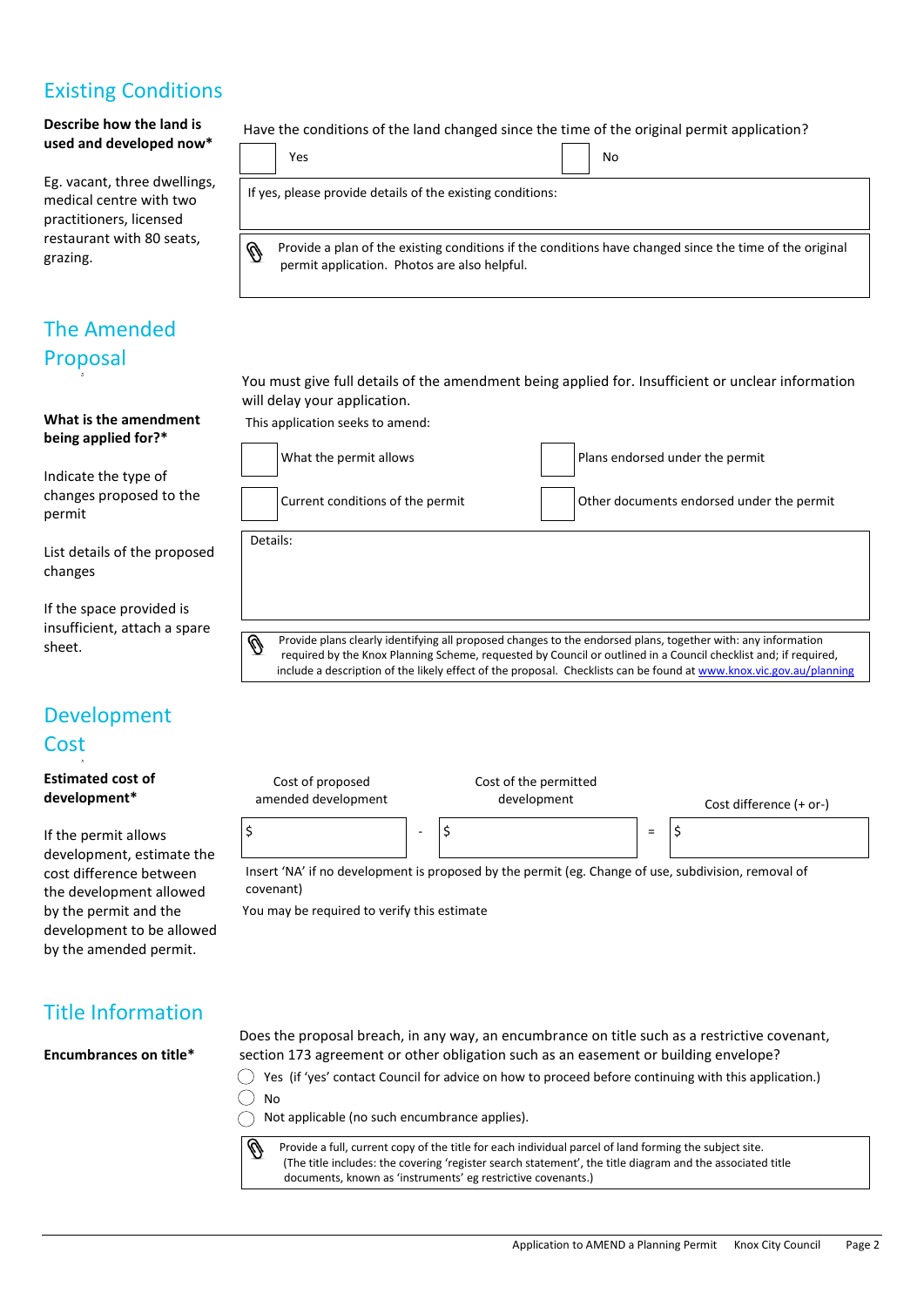## Existing Conditions

**Describe how the land is used and developed now***

Eg. vacant, three dwellings, medical centre with two practitioners, licensed restaurant with 80 seats, grazing.

Have the conditions of the land changed since the time of the original permit application?

☐ Yes ☐ No

If yes, please provide details of the existing conditions:

📎 Provide a plan of the existing conditions if the conditions have changed since the time of the original permit application. Photos are also helpful.

## The Amended Proposal

You must give full details of the amendment being applied for. Insufficient or unclear information will delay your application.

**What is the amendment being applied for?***

Indicate the type of changes proposed to the permit

List details of the proposed changes

If the space provided is insufficient, attach a spare sheet.

This application seeks to amend:

☐ What the permit allows ☐ Plans endorsed under the permit

☐ Current conditions of the permit ☐ Other documents endorsed under the permit

Details:

📎 Provide plans clearly identifying all proposed changes to the endorsed plans, together with: any information required by the Knox Planning Scheme, requested by Council or outlined in a Council checklist and; if required, include a description of the likely effect of the proposal. Checklists can be found at www.knox.vic.gov.au/planning

## Development Cost

**Estimated cost of development***

If the permit allows development, estimate the cost difference between the development allowed by the permit and the development to be allowed by the amended permit.

| Cost of proposed amended development | | Cost of the permitted development | | Cost difference (+ or-) |
|---|---|---|---|---|
| $ | - | $ | = | $ |

Insert 'NA' if no development is proposed by the permit (eg. Change of use, subdivision, removal of covenant)

You may be required to verify this estimate

## Title Information

**Encumbrances on title***

Does the proposal breach, in any way, an encumbrance on title such as a restrictive covenant, section 173 agreement or other obligation such as an easement or building envelope?

◯ Yes (if 'yes' contact Council for advice on how to proceed before continuing with this application.)

◯ No

◯ Not applicable (no such encumbrance applies).

📎 Provide a full, current copy of the title for each individual parcel of land forming the subject site. (The title includes: the covering 'register search statement', the title diagram and the associated title documents, known as 'instruments' eg restrictive covenants.)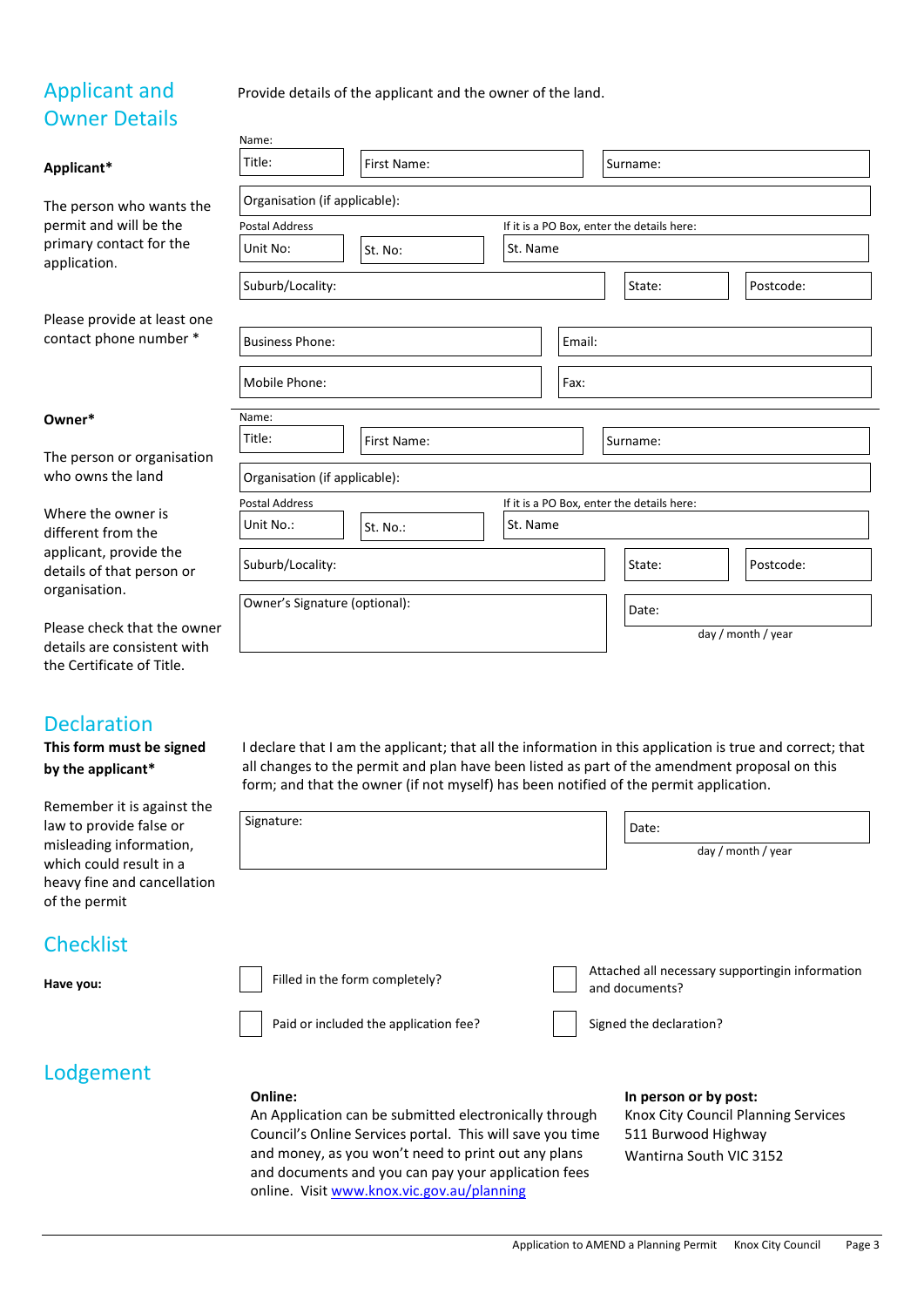## Applicant and Owner Details

Provide details of the applicant and the owner of the land.

**Applicant***

The person who wants the permit and will be the primary contact for the application.

Name:

| | | |
|---|---|---|
| Title: | First Name: | Surname: |

Organisation (if applicable):

Postal Address — If it is a PO Box, enter the details here:

| | | |
|---|---|---|
| Unit No: | St. No: | St. Name |

| | | |
|---|---|---|
| Suburb/Locality: | State: | Postcode: |

Please provide at least one contact phone number *

| | |
|---|---|
| Business Phone: | Email: |
| Mobile Phone: | Fax: |

**Owner***

The person or organisation who owns the land

Where the owner is different from the applicant, provide the details of that person or organisation.

Please check that the owner details are consistent with the Certificate of Title.

Name:

| | | |
|---|---|---|
| Title: | First Name: | Surname: |

Organisation (if applicable):

Postal Address — If it is a PO Box, enter the details here:

| | | |
|---|---|---|
| Unit No.: | St. No.: | St. Name |

| | | |
|---|---|---|
| Suburb/Locality: | State: | Postcode: |

| | |
|---|---|
| Owner's Signature (optional): | Date: day / month / year |

## Declaration

**This form must be signed by the applicant***

Remember it is against the law to provide false or misleading information, which could result in a heavy fine and cancellation of the permit

I declare that I am the applicant; that all the information in this application is true and correct; that all changes to the permit and plan have been listed as part of the amendment proposal on this form; and that the owner (if not myself) has been notified of the permit application.

| | |
|---|---|
| Signature: | Date: day / month / year |

## Checklist

**Have you:**

- ☐ Filled in the form completely?
- ☐ Attached all necessary supportingin information and documents?
- ☐ Paid or included the application fee?
- ☐ Signed the declaration?

## Lodgement

**Online:**
An Application can be submitted electronically through Council's Online Services portal. This will save you time and money, as you won't need to print out any plans and documents and you can pay your application fees online. Visit www.knox.vic.gov.au/planning

**In person or by post:**
Knox City Council Planning Services
511 Burwood Highway
Wantirna South VIC 3152